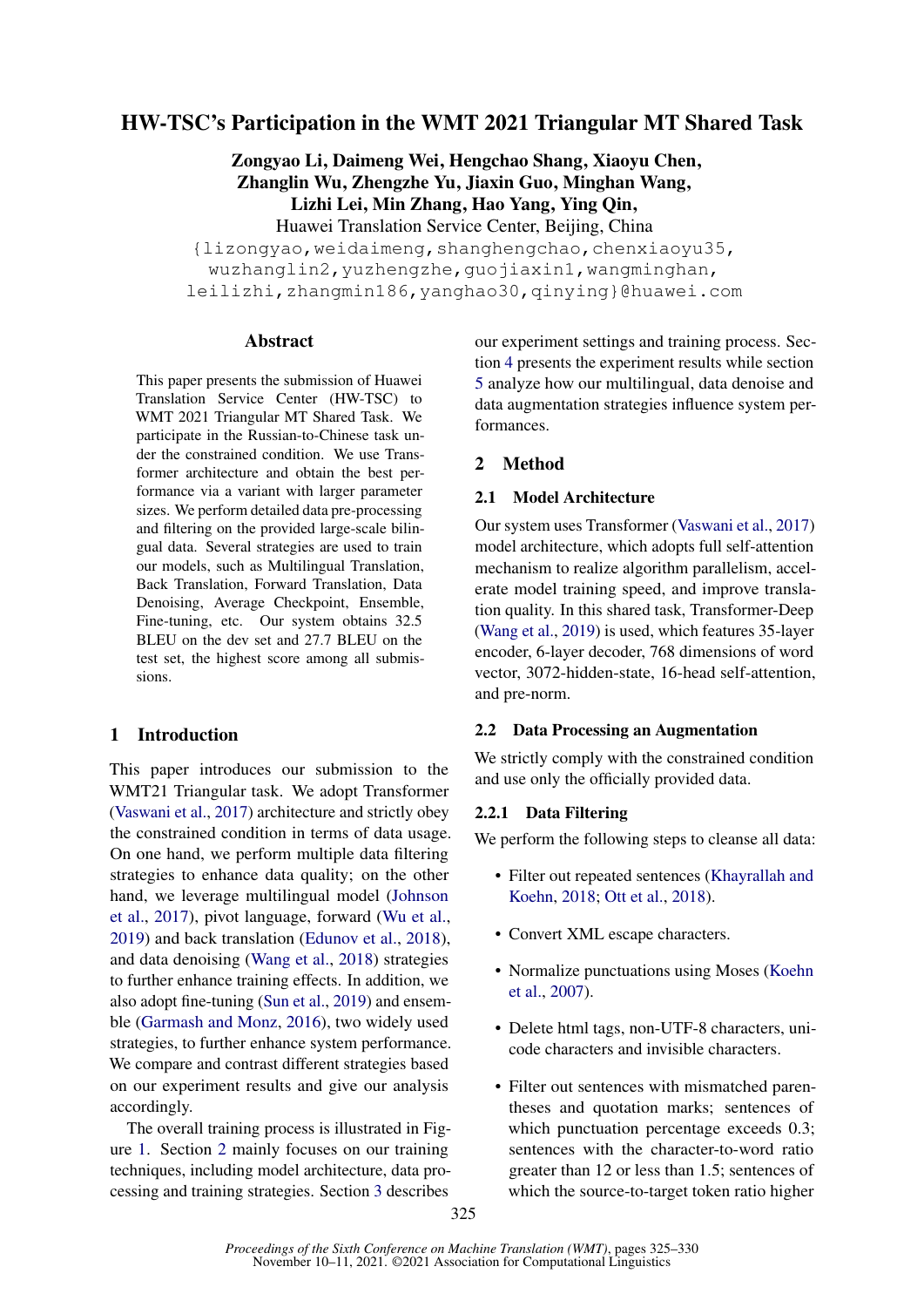# HW-TSC's Participation in the WMT 2021 Triangular MT Shared Task

**Zongyao Li, Daimeng Wei, Hengchao Shang, Xiaoyu Chen, Zhanglin Wu, Zhengzhe Yu, Jiaxin Guo, Minghan Wang, Lizhi Lei, Min Zhang, Hao Yang, Ying Qin,**

Huawei Translation Service Center, Beijing, China

{lizongyao,weidaimeng,shanghengchao,chenxiaoyu35, wuzhanglin2,yuzhengzhe,guojiaxin1,wangminghan, leilizhi,zhangmin186,yanghao30,qinying}@huawei.com

## Abstract

This paper presents the submission of Huawei Translation Service Center (HW-TSC) to WMT 2021 Triangular MT Shared Task. We participate in the Russian-to-Chinese task under the constrained condition. We use Transformer architecture and obtain the best performance via a variant with larger parameter sizes. We perform detailed data pre-processing and filtering on the provided large-scale bilingual data. Several strategies are used to train our models, such as Multilingual Translation, Back Translation, Forward Translation, Data Denoising, Average Checkpoint, Ensemble, Fine-tuning, etc. Our system obtains 32.5 BLEU on the dev set and 27.7 BLEU on the test set, the highest score among all submissions.

## 1 Introduction

This paper introduces our submission to the WMT21 Triangular task. We adopt Transformer (Vaswani et al., 2017) architecture and strictly obey the constrained condition in terms of data usage. On one hand, we perform multiple data filtering strategies to enhance data quality; on the other hand, we leverage multilingual model (Johnson et al., 2017), pivot language, forward (Wu et al., 2019) and back translation (Edunov et al., 2018), and data denoising (Wang et al., 2018) strategies to further enhance training effects. In addition, we also adopt fine-tuning (Sun et al., 2019) and ensemble (Garmash and Monz, 2016), two widely used strategies, to further enhance system performance. We compare and contrast different strategies based on our experiment results and give our analysis accordingly.

The overall training process is illustrated in Figure 1. Section 2 mainly focuses on our training techniques, including model architecture, data processing and training strategies. Section 3 describes our experiment settings and training process. Section 4 presents the experiment results while section 5 analyze how our multilingual, data denoise and data augmentation strategies influence system performances.

## 2 Method

### 2.1 Model Architecture

Our system uses Transformer (Vaswani et al., 2017) model architecture, which adopts full self-attention mechanism to realize algorithm parallelism, accelerate model training speed, and improve translation quality. In this shared task, Transformer-Deep (Wang et al., 2019) is used, which features 35-layer encoder, 6-layer decoder, 768 dimensions of word vector, 3072-hidden-state, 16-head self-attention, and pre-norm.

### 2.2 Data Processing an Augmentation

We strictly comply with the constrained condition and use only the officially provided data.

#### 2.2.1 Data Filtering

We perform the following steps to cleanse all data:

- Filter out repeated sentences (Khayrallah and Koehn, 2018; Ott et al., 2018).
- Convert XML escape characters.
- Normalize punctuations using Moses (Koehn et al., 2007).
- Delete html tags, non-UTF-8 characters, unicode characters and invisible characters.
- Filter out sentences with mismatched parentheses and quotation marks; sentences of which punctuation percentage exceeds 0.3; sentences with the character-to-word ratio greater than 12 or less than 1.5; sentences of which the source-to-target token ratio higher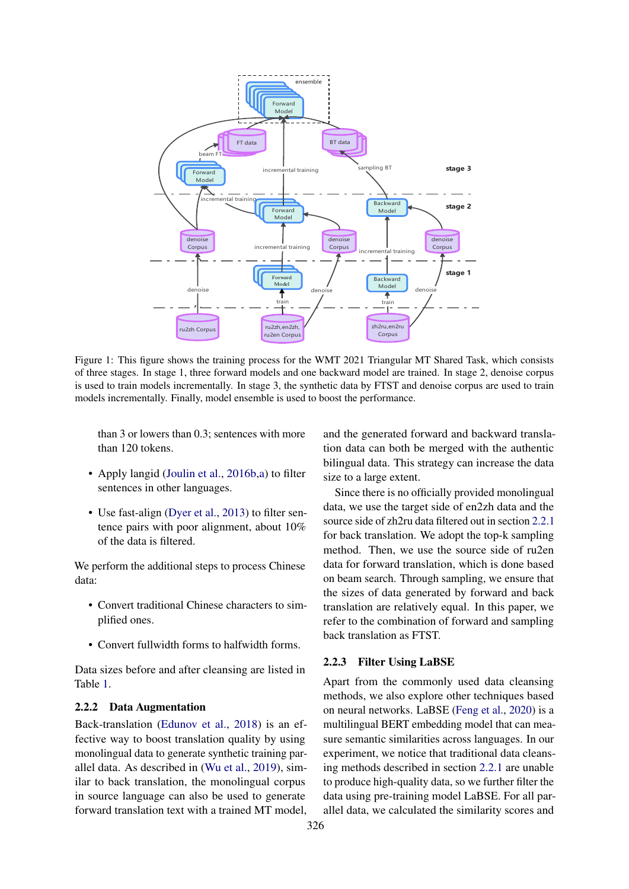Figure 1: This figure shows the training process for the WMT 2021 Triangular MT Shared Task, which consists of three stages. In stage 1, three forward models and one backward model are trained. In stage 2, denoise corpus is used to train models incrementally. In stage 3, the synthetic data by FTST and denoise corpus are used to train models incrementally. Finally, model ensemble is used to boost the performance.

than 3 or lowers than 0.3; sentences with more than 120 tokens.

- Apply langid (Joulin et al., 2016b,a) to filter sentences in other languages.
- Use fast-align (Dyer et al., 2013) to filter sentence pairs with poor alignment, about 10% of the data is filtered.

We perform the additional steps to process Chinese data:

- Convert traditional Chinese characters to simplified ones.
- Convert fullwidth forms to halfwidth forms.

Data sizes before and after cleansing are listed in Table 1.

### 2.2.2 Data Augmentation

Back-translation (Edunov et al., 2018) is an effective way to boost translation quality by using monolingual data to generate synthetic training parallel data. As described in (Wu et al., 2019), similar to back translation, the monolingual corpus in source language can also be used to generate forward translation text with a trained MT model, and the generated forward and backward translation data can both be merged with the authentic bilingual data. This strategy can increase the data size to a large extent.

Since there is no officially provided monolingual data, we use the target side of en2zh data and the source side of zh2ru data filtered out in section 2.2.1 for back translation. We adopt the top-k sampling method. Then, we use the source side of ru2en data for forward translation, which is done based on beam search. Through sampling, we ensure that the sizes of data generated by forward and back translation are relatively equal. In this paper, we refer to the combination of forward and sampling back translation as FTST.

### 2.2.3 Filter Using LaBSE

Apart from the commonly used data cleansing methods, we also explore other techniques based on neural networks. LaBSE (Feng et al., 2020) is a multilingual BERT embedding model that can measure semantic similarities across languages. In our experiment, we notice that traditional data cleansing methods described in section 2.2.1 are unable to produce high-quality data, so we further filter the data using pre-training model LaBSE. For all parallel data, we calculated the similarity scores and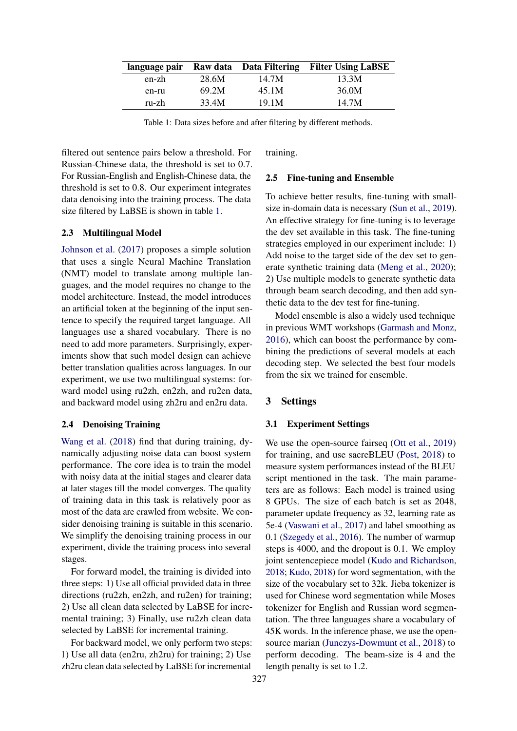| language pair | Raw data | Data Filtering | Filter Using LaBSE |
|---|---|---|---|
| en-zh | 28.6M | 14.7M | 13.3M |
| en-ru | 69.2M | 45.1M | 36.0M |
| ru-zh | 33.4M | 19.1M | 14.7M |

Table 1: Data sizes before and after filtering by different methods.

filtered out sentence pairs below a threshold. For Russian-Chinese data, the threshold is set to 0.7. For Russian-English and English-Chinese data, the threshold is set to 0.8. Our experiment integrates data denoising into the training process. The data size filtered by LaBSE is shown in table 1.

### 2.3 Multilingual Model

Johnson et al. (2017) proposes a simple solution that uses a single Neural Machine Translation (NMT) model to translate among multiple languages, and the model requires no change to the model architecture. Instead, the model introduces an artificial token at the beginning of the input sentence to specify the required target language. All languages use a shared vocabulary. There is no need to add more parameters. Surprisingly, experiments show that such model design can achieve better translation qualities across languages. In our experiment, we use two multilingual systems: forward model using ru2zh, en2zh, and ru2en data, and backward model using zh2ru and en2ru data.

### 2.4 Denoising Training

Wang et al. (2018) find that during training, dynamically adjusting noise data can boost system performance. The core idea is to train the model with noisy data at the initial stages and clearer data at later stages till the model converges. The quality of training data in this task is relatively poor as most of the data are crawled from website. We consider denoising training is suitable in this scenario. We simplify the denoising training process in our experiment, divide the training process into several stages.

For forward model, the training is divided into three steps: 1) Use all official provided data in three directions (ru2zh, en2zh, and ru2en) for training; 2) Use all clean data selected by LaBSE for incremental training; 3) Finally, use ru2zh clean data selected by LaBSE for incremental training.

For backward model, we only perform two steps: 1) Use all data (en2ru, zh2ru) for training; 2) Use zh2ru clean data selected by LaBSE for incremental training.

### 2.5 Fine-tuning and Ensemble

To achieve better results, fine-tuning with small-size in-domain data is necessary (Sun et al., 2019). An effective strategy for fine-tuning is to leverage the dev set available in this task. The fine-tuning strategies employed in our experiment include: 1) Add noise to the target side of the dev set to generate synthetic training data (Meng et al., 2020); 2) Use multiple models to generate synthetic data through beam search decoding, and then add synthetic data to the dev test for fine-tuning.

Model ensemble is also a widely used technique in previous WMT workshops (Garmash and Monz, 2016), which can boost the performance by combining the predictions of several models at each decoding step. We selected the best four models from the six we trained for ensemble.

## 3 Settings

### 3.1 Experiment Settings

We use the open-source fairseq (Ott et al., 2019) for training, and use sacreBLEU (Post, 2018) to measure system performances instead of the BLEU script mentioned in the task. The main parameters are as follows: Each model is trained using 8 GPUs. The size of each batch is set as 2048, parameter update frequency as 32, learning rate as 5e-4 (Vaswani et al., 2017) and label smoothing as 0.1 (Szegedy et al., 2016). The number of warmup steps is 4000, and the dropout is 0.1. We employ joint sentencepiece model (Kudo and Richardson, 2018; Kudo, 2018) for word segmentation, with the size of the vocabulary set to 32k. Jieba tokenizer is used for Chinese word segmentation while Moses tokenizer for English and Russian word segmentation. The three languages share a vocabulary of 45K words. In the inference phase, we use the open-source marian (Junczys-Dowmunt et al., 2018) to perform decoding. The beam-size is 4 and the length penalty is set to 1.2.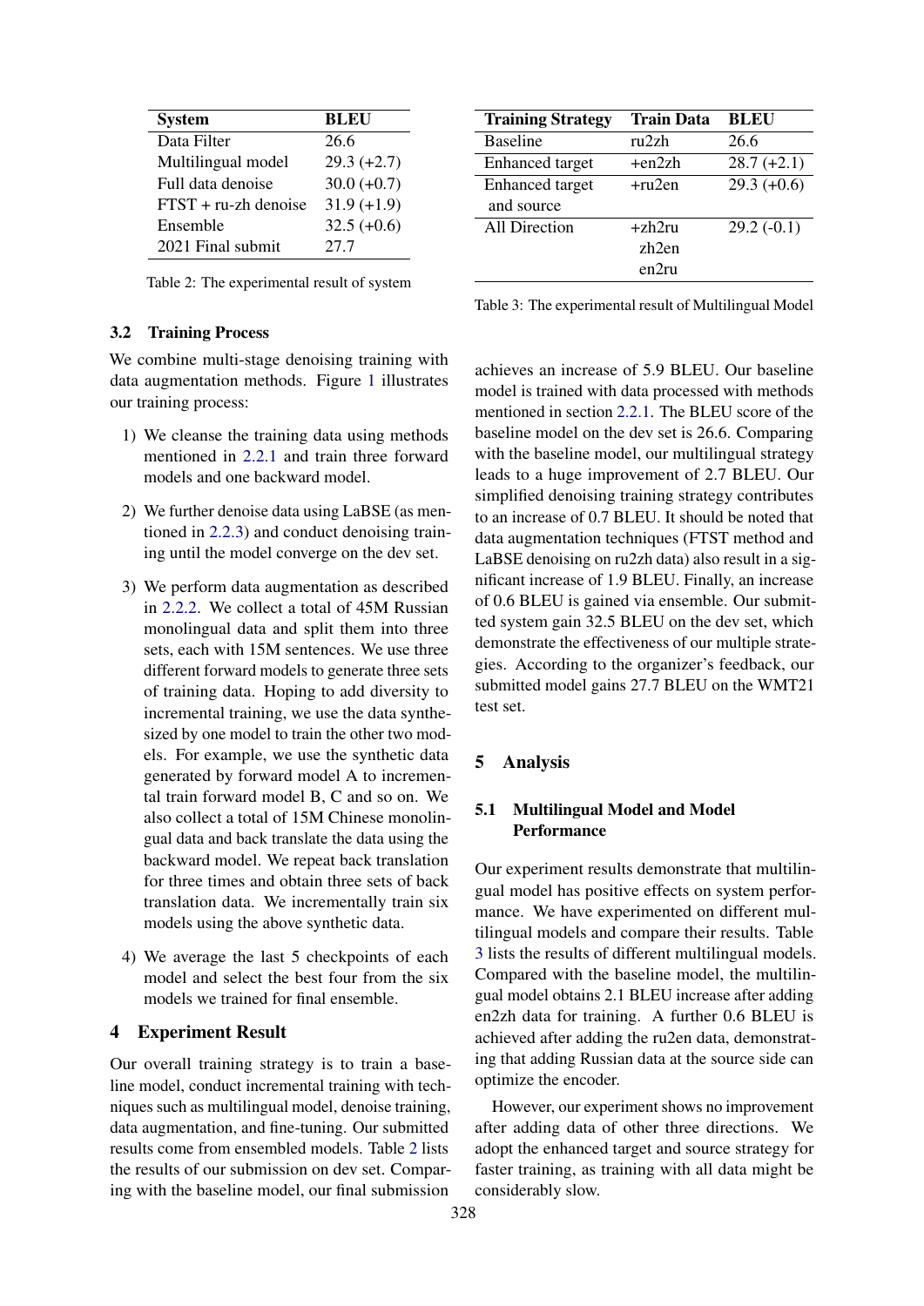| System | BLEU |
| --- | --- |
| Data Filter | 26.6 |
| Multilingual model | 29.3 (+2.7) |
| Full data denoise | 30.0 (+0.7) |
| FTST + ru-zh denoise | 31.9 (+1.9) |
| Ensemble | 32.5 (+0.6) |
| 2021 Final submit | 27.7 |

Table 2: The experimental result of system

### 3.2 Training Process

We combine multi-stage denoising training with data augmentation methods. Figure 1 illustrates our training process:

1) We cleanse the training data using methods mentioned in 2.2.1 and train three forward models and one backward model.

2) We further denoise data using LaBSE (as mentioned in 2.2.3) and conduct denoising training until the model converge on the dev set.

3) We perform data augmentation as described in 2.2.2. We collect a total of 45M Russian monolingual data and split them into three sets, each with 15M sentences. We use three different forward models to generate three sets of training data. Hoping to add diversity to incremental training, we use the data synthesized by one model to train the other two models. For example, we use the synthetic data generated by forward model A to incremental train forward model B, C and so on. We also collect a total of 15M Chinese monolingual data and back translate the data using the backward model. We repeat back translation for three times and obtain three sets of back translation data. We incrementally train six models using the above synthetic data.

4) We average the last 5 checkpoints of each model and select the best four from the six models we trained for final ensemble.

## 4 Experiment Result

Our overall training strategy is to train a baseline model, conduct incremental training with techniques such as multilingual model, denoise training, data augmentation, and fine-tuning. Our submitted results come from ensembled models. Table 2 lists the results of our submission on dev set. Comparing with the baseline model, our final submission achieves an increase of 5.9 BLEU. Our baseline model is trained with data processed with methods mentioned in section 2.2.1. The BLEU score of the baseline model on the dev set is 26.6. Comparing with the baseline model, our multilingual strategy leads to a huge improvement of 2.7 BLEU. Our simplified denoising training strategy contributes to an increase of 0.7 BLEU. It should be noted that data augmentation techniques (FTST method and LaBSE denoising on ru2zh data) also result in a significant increase of 1.9 BLEU. Finally, an increase of 0.6 BLEU is gained via ensemble. Our submitted system gain 32.5 BLEU on the dev set, which demonstrate the effectiveness of our multiple strategies. According to the organizer's feedback, our submitted model gains 27.7 BLEU on the WMT21 test set.

| Training Strategy | Train Data | BLEU |
| --- | --- | --- |
| Baseline | ru2zh | 26.6 |
| Enhanced target | +en2zh | 28.7 (+2.1) |
| Enhanced target and source | +ru2en | 29.3 (+0.6) |
| All Direction | +zh2ru zh2en en2ru | 29.2 (-0.1) |

Table 3: The experimental result of Multilingual Model

## 5 Analysis

### 5.1 Multilingual Model and Model Performance

Our experiment results demonstrate that multilingual model has positive effects on system performance. We have experimented on different multilingual models and compare their results. Table 3 lists the results of different multilingual models. Compared with the baseline model, the multilingual model obtains 2.1 BLEU increase after adding en2zh data for training. A further 0.6 BLEU is achieved after adding the ru2en data, demonstrating that adding Russian data at the source side can optimize the encoder.

However, our experiment shows no improvement after adding data of other three directions. We adopt the enhanced target and source strategy for faster training, as training with all data might be considerably slow.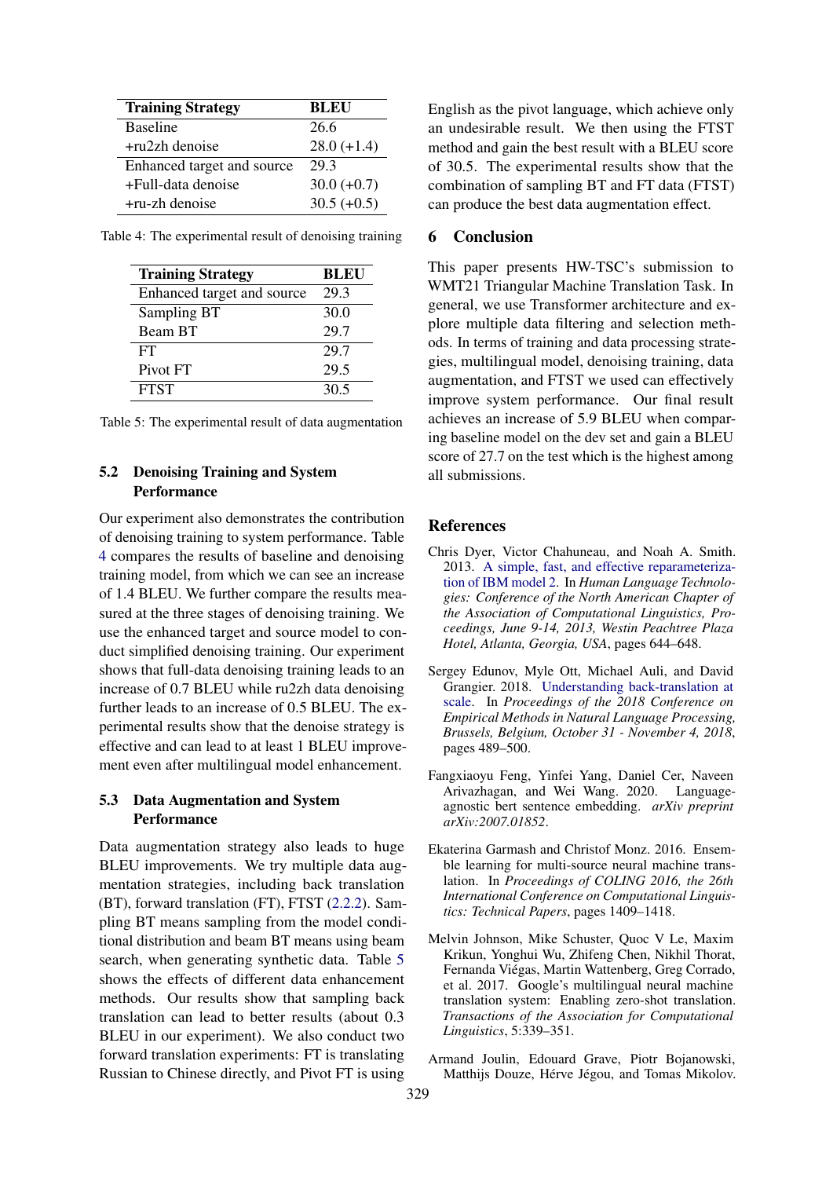| Training Strategy | BLEU |
|---|---|
| Baseline | 26.6 |
| +ru2zh denoise | 28.0 (+1.4) |
| Enhanced target and source | 29.3 |
| +Full-data denoise | 30.0 (+0.7) |
| +ru-zh denoise | 30.5 (+0.5) |

Table 4: The experimental result of denoising training

| Training Strategy | BLEU |
|---|---|
| Enhanced target and source | 29.3 |
| Sampling BT | 30.0 |
| Beam BT | 29.7 |
| FT | 29.7 |
| Pivot FT | 29.5 |
| FTST | 30.5 |

Table 5: The experimental result of data augmentation

### 5.2 Denoising Training and System Performance

Our experiment also demonstrates the contribution of denoising training to system performance. Table 4 compares the results of baseline and denoising training model, from which we can see an increase of 1.4 BLEU. We further compare the results measured at the three stages of denoising training. We use the enhanced target and source model to conduct simplified denoising training. Our experiment shows that full-data denoising training leads to an increase of 0.7 BLEU while ru2zh data denoising further leads to an increase of 0.5 BLEU. The experimental results show that the denoise strategy is effective and can lead to at least 1 BLEU improvement even after multilingual model enhancement.

### 5.3 Data Augmentation and System Performance

Data augmentation strategy also leads to huge BLEU improvements. We try multiple data augmentation strategies, including back translation (BT), forward translation (FT), FTST (2.2.2). Sampling BT means sampling from the model conditional distribution and beam BT means using beam search, when generating synthetic data. Table 5 shows the effects of different data enhancement methods. Our results show that sampling back translation can lead to better results (about 0.3 BLEU in our experiment). We also conduct two forward translation experiments: FT is translating Russian to Chinese directly, and Pivot FT is using English as the pivot language, which achieve only an undesirable result. We then using the FTST method and gain the best result with a BLEU score of 30.5. The experimental results show that the combination of sampling BT and FT data (FTST) can produce the best data augmentation effect.

## 6 Conclusion

This paper presents HW-TSC's submission to WMT21 Triangular Machine Translation Task. In general, we use Transformer architecture and explore multiple data filtering and selection methods. In terms of training and data processing strategies, multilingual model, denoising training, data augmentation, and FTST we used can effectively improve system performance. Our final result achieves an increase of 5.9 BLEU when comparing baseline model on the dev set and gain a BLEU score of 27.7 on the test which is the highest among all submissions.

## References

Chris Dyer, Victor Chahuneau, and Noah A. Smith. 2013. A simple, fast, and effective reparameterization of IBM model 2. In *Human Language Technologies: Conference of the North American Chapter of the Association of Computational Linguistics, Proceedings, June 9-14, 2013, Westin Peachtree Plaza Hotel, Atlanta, Georgia, USA*, pages 644–648.

Sergey Edunov, Myle Ott, Michael Auli, and David Grangier. 2018. Understanding back-translation at scale. In *Proceedings of the 2018 Conference on Empirical Methods in Natural Language Processing, Brussels, Belgium, October 31 - November 4, 2018*, pages 489–500.

Fangxiaoyu Feng, Yinfei Yang, Daniel Cer, Naveen Arivazhagan, and Wei Wang. 2020. Language-agnostic bert sentence embedding. *arXiv preprint arXiv:2007.01852*.

Ekaterina Garmash and Christof Monz. 2016. Ensemble learning for multi-source neural machine translation. In *Proceedings of COLING 2016, the 26th International Conference on Computational Linguistics: Technical Papers*, pages 1409–1418.

Melvin Johnson, Mike Schuster, Quoc V Le, Maxim Krikun, Yonghui Wu, Zhifeng Chen, Nikhil Thorat, Fernanda Viégas, Martin Wattenberg, Greg Corrado, et al. 2017. Google's multilingual neural machine translation system: Enabling zero-shot translation. *Transactions of the Association for Computational Linguistics*, 5:339–351.

Armand Joulin, Edouard Grave, Piotr Bojanowski, Matthijs Douze, Hérve Jégou, and Tomas Mikolov.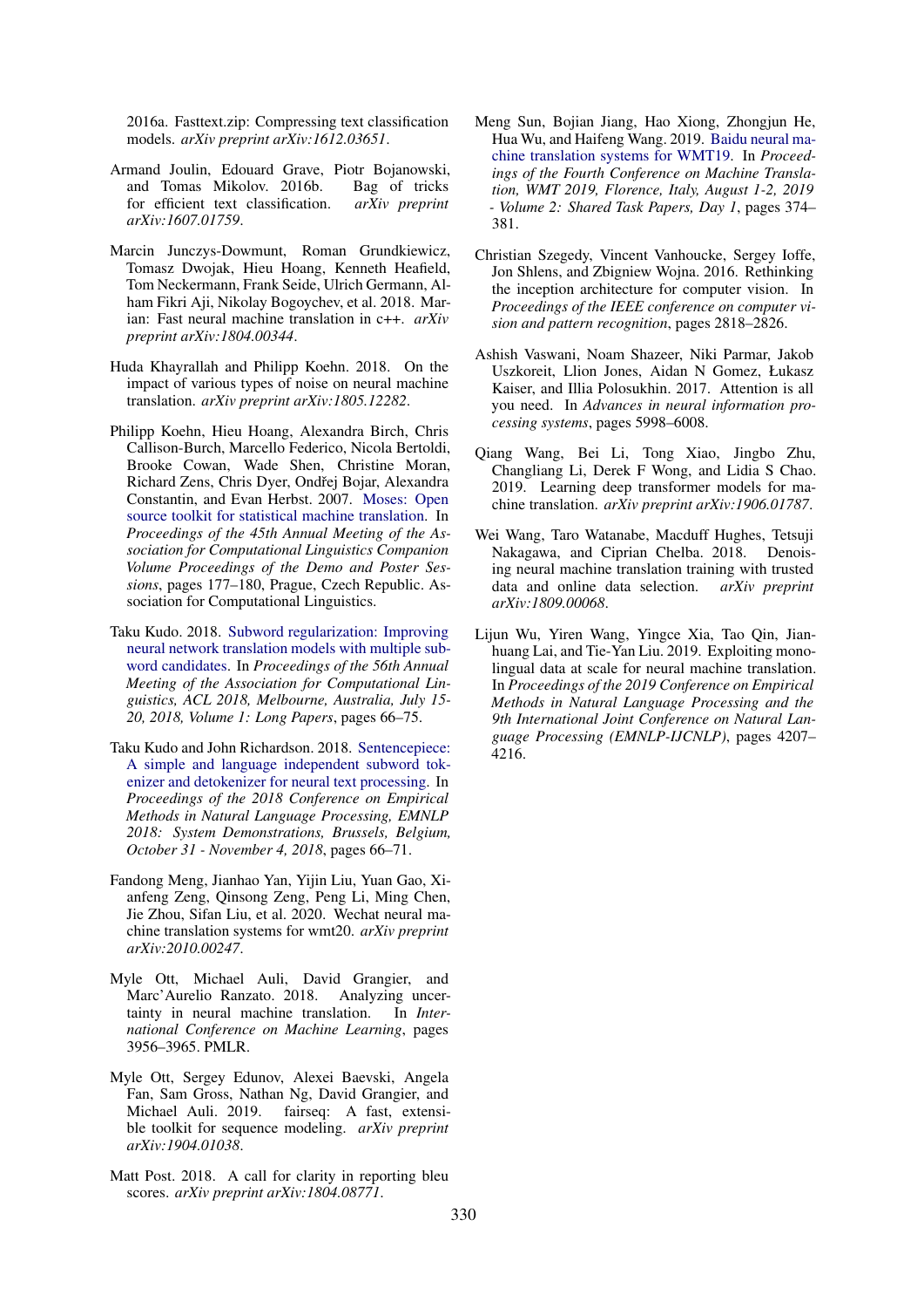2016a. Fasttext.zip: Compressing text classification models. *arXiv preprint arXiv:1612.03651*.

Armand Joulin, Edouard Grave, Piotr Bojanowski, and Tomas Mikolov. 2016b. Bag of tricks for efficient text classification. *arXiv preprint arXiv:1607.01759*.

Marcin Junczys-Dowmunt, Roman Grundkiewicz, Tomasz Dwojak, Hieu Hoang, Kenneth Heafield, Tom Neckermann, Frank Seide, Ulrich Germann, Alham Fikri Aji, Nikolay Bogoychev, et al. 2018. Marian: Fast neural machine translation in c++. *arXiv preprint arXiv:1804.00344*.

Huda Khayrallah and Philipp Koehn. 2018. On the impact of various types of noise on neural machine translation. *arXiv preprint arXiv:1805.12282*.

Philipp Koehn, Hieu Hoang, Alexandra Birch, Chris Callison-Burch, Marcello Federico, Nicola Bertoldi, Brooke Cowan, Wade Shen, Christine Moran, Richard Zens, Chris Dyer, Ondřej Bojar, Alexandra Constantin, and Evan Herbst. 2007. Moses: Open source toolkit for statistical machine translation. In *Proceedings of the 45th Annual Meeting of the Association for Computational Linguistics Companion Volume Proceedings of the Demo and Poster Sessions*, pages 177–180, Prague, Czech Republic. Association for Computational Linguistics.

Taku Kudo. 2018. Subword regularization: Improving neural network translation models with multiple subword candidates. In *Proceedings of the 56th Annual Meeting of the Association for Computational Linguistics, ACL 2018, Melbourne, Australia, July 15-20, 2018, Volume 1: Long Papers*, pages 66–75.

Taku Kudo and John Richardson. 2018. Sentencepiece: A simple and language independent subword tokenizer and detokenizer for neural text processing. In *Proceedings of the 2018 Conference on Empirical Methods in Natural Language Processing, EMNLP 2018: System Demonstrations, Brussels, Belgium, October 31 - November 4, 2018*, pages 66–71.

Fandong Meng, Jianhao Yan, Yijin Liu, Yuan Gao, Xianfeng Zeng, Qinsong Zeng, Peng Li, Ming Chen, Jie Zhou, Sifan Liu, et al. 2020. Wechat neural machine translation systems for wmt20. *arXiv preprint arXiv:2010.00247*.

Myle Ott, Michael Auli, David Grangier, and Marc'Aurelio Ranzato. 2018. Analyzing uncertainty in neural machine translation. In *International Conference on Machine Learning*, pages 3956–3965. PMLR.

Myle Ott, Sergey Edunov, Alexei Baevski, Angela Fan, Sam Gross, Nathan Ng, David Grangier, and Michael Auli. 2019. fairseq: A fast, extensible toolkit for sequence modeling. *arXiv preprint arXiv:1904.01038*.

Matt Post. 2018. A call for clarity in reporting bleu scores. *arXiv preprint arXiv:1804.08771*.

Meng Sun, Bojian Jiang, Hao Xiong, Zhongjun He, Hua Wu, and Haifeng Wang. 2019. Baidu neural machine translation systems for WMT19. In *Proceedings of the Fourth Conference on Machine Translation, WMT 2019, Florence, Italy, August 1-2, 2019 - Volume 2: Shared Task Papers, Day 1*, pages 374–381.

Christian Szegedy, Vincent Vanhoucke, Sergey Ioffe, Jon Shlens, and Zbigniew Wojna. 2016. Rethinking the inception architecture for computer vision. In *Proceedings of the IEEE conference on computer vision and pattern recognition*, pages 2818–2826.

Ashish Vaswani, Noam Shazeer, Niki Parmar, Jakob Uszkoreit, Llion Jones, Aidan N Gomez, Łukasz Kaiser, and Illia Polosukhin. 2017. Attention is all you need. In *Advances in neural information processing systems*, pages 5998–6008.

Qiang Wang, Bei Li, Tong Xiao, Jingbo Zhu, Changliang Li, Derek F Wong, and Lidia S Chao. 2019. Learning deep transformer models for machine translation. *arXiv preprint arXiv:1906.01787*.

Wei Wang, Taro Watanabe, Macduff Hughes, Tetsuji Nakagawa, and Ciprian Chelba. 2018. Denoising neural machine translation training with trusted data and online data selection. *arXiv preprint arXiv:1809.00068*.

Lijun Wu, Yiren Wang, Yingce Xia, Tao Qin, Jianhuang Lai, and Tie-Yan Liu. 2019. Exploiting monolingual data at scale for neural machine translation. In *Proceedings of the 2019 Conference on Empirical Methods in Natural Language Processing and the 9th International Joint Conference on Natural Language Processing (EMNLP-IJCNLP)*, pages 4207–4216.